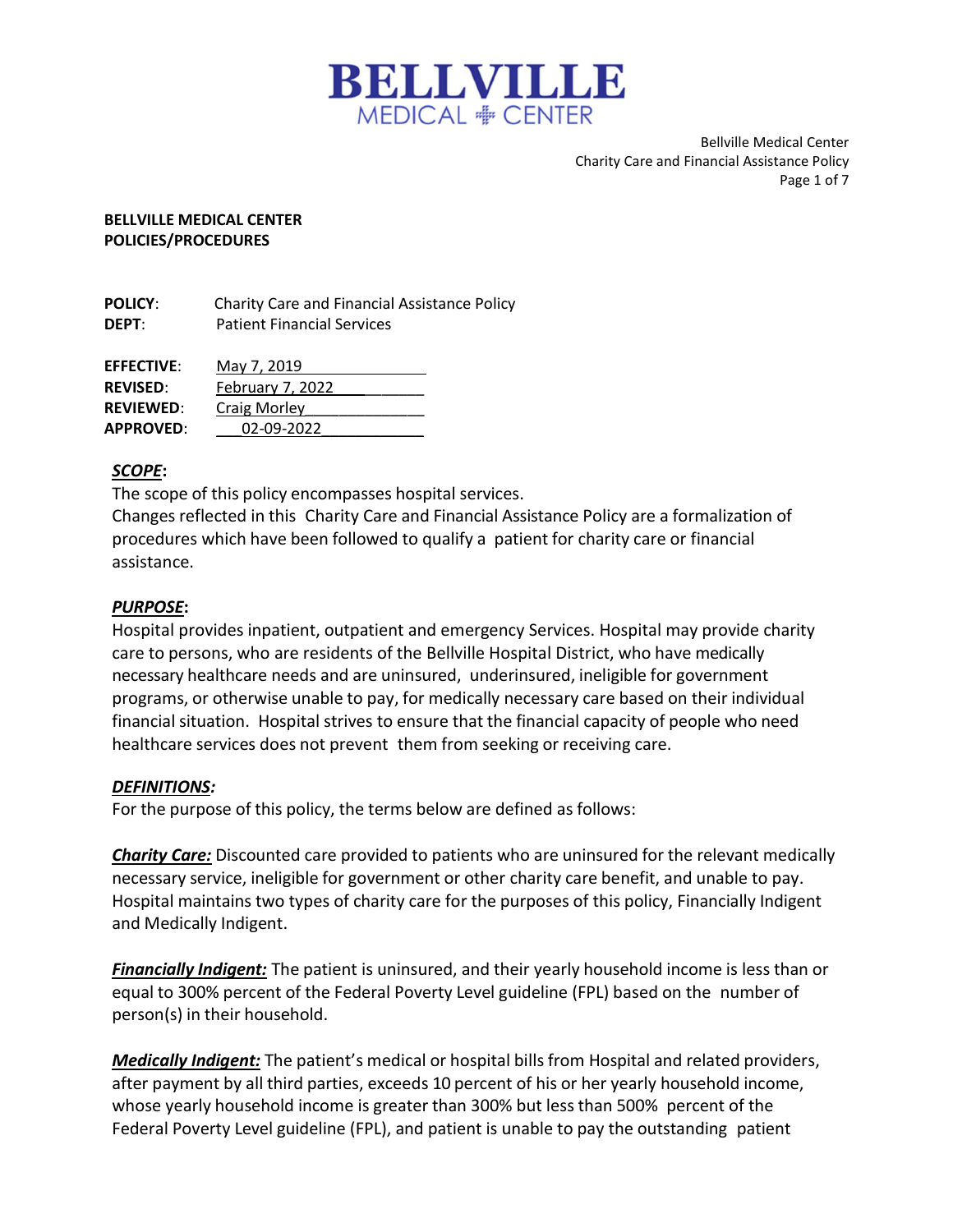# BELLVILLE

MEDICAL CENTER

**BELLVILLE MEDICAL CENTER**
**POLICIES/PROCEDURES**

**POLICY**: Charity Care and Financial Assistance Policy
**DEPT**: Patient Financial Services

**EFFECTIVE**: May 7, 2019
**REVISED**: February 7, 2022
**REVIEWED**: Craig Morley
**APPROVED**: 02-09-2022

***SCOPE*:**
The scope of this policy encompasses hospital services.
Changes reflected in this Charity Care and Financial Assistance Policy are a formalization of procedures which have been followed to qualify a patient for charity care or financial assistance.

***PURPOSE*:**
Hospital provides inpatient, outpatient and emergency Services. Hospital may provide charity care to persons, who are residents of the Bellville Hospital District, who have medically necessary healthcare needs and are uninsured, underinsured, ineligible for government programs, or otherwise unable to pay, for medically necessary care based on their individual financial situation. Hospital strives to ensure that the financial capacity of people who need healthcare services does not prevent them from seeking or receiving care.

***DEFINITIONS:***
For the purpose of this policy, the terms below are defined as follows:

***Charity Care:*** Discounted care provided to patients who are uninsured for the relevant medically necessary service, ineligible for government or other charity care benefit, and unable to pay. Hospital maintains two types of charity care for the purposes of this policy, Financially Indigent and Medically Indigent.

***Financially Indigent:*** The patient is uninsured, and their yearly household income is less than or equal to 300% percent of the Federal Poverty Level guideline (FPL) based on the number of person(s) in their household.

***Medically Indigent:*** The patient's medical or hospital bills from Hospital and related providers, after payment by all third parties, exceeds 10 percent of his or her yearly household income, whose yearly household income is greater than 300% but less than 500% percent of the Federal Poverty Level guideline (FPL), and patient is unable to pay the outstanding patient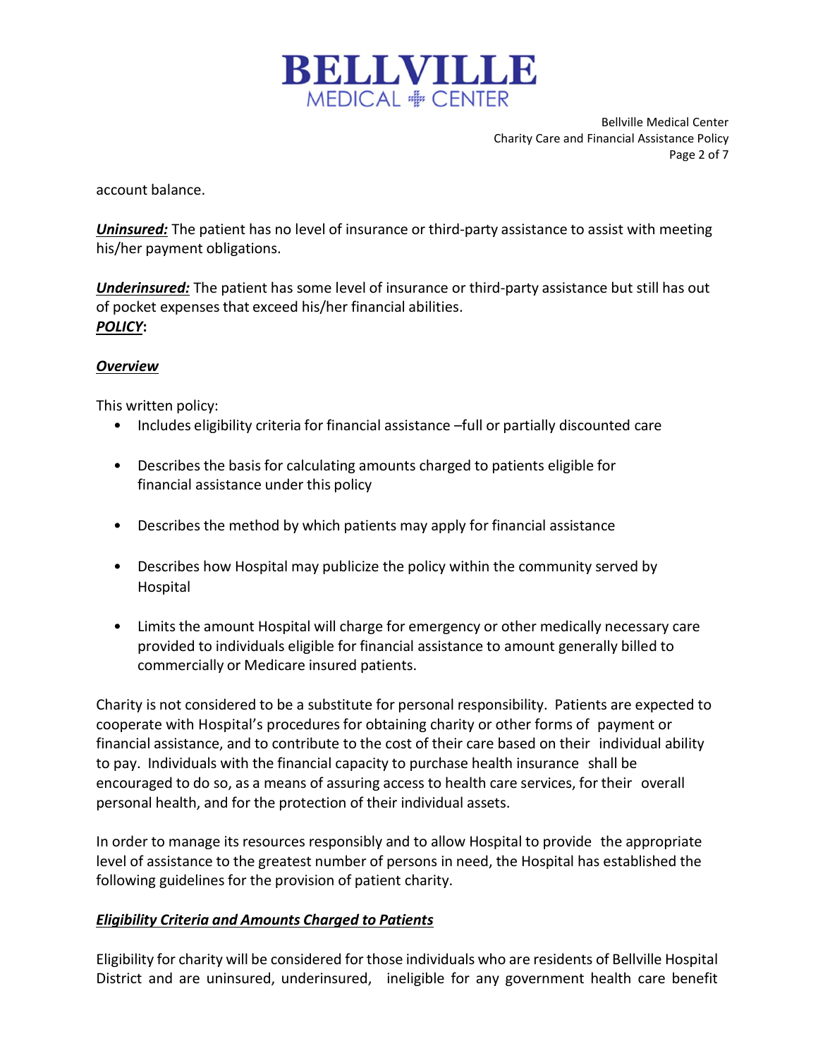account balance.

***Uninsured:*** The patient has no level of insurance or third-party assistance to assist with meeting his/her payment obligations.

***Underinsured:*** The patient has some level of insurance or third-party assistance but still has out of pocket expenses that exceed his/her financial abilities.

***POLICY*:**

***Overview***

This written policy:

- Includes eligibility criteria for financial assistance –full or partially discounted care
- Describes the basis for calculating amounts charged to patients eligible for financial assistance under this policy
- Describes the method by which patients may apply for financial assistance
- Describes how Hospital may publicize the policy within the community served by Hospital
- Limits the amount Hospital will charge for emergency or other medically necessary care provided to individuals eligible for financial assistance to amount generally billed to commercially or Medicare insured patients.

Charity is not considered to be a substitute for personal responsibility. Patients are expected to cooperate with Hospital's procedures for obtaining charity or other forms of payment or financial assistance, and to contribute to the cost of their care based on their individual ability to pay. Individuals with the financial capacity to purchase health insurance shall be encouraged to do so, as a means of assuring access to health care services, for their overall personal health, and for the protection of their individual assets.

In order to manage its resources responsibly and to allow Hospital to provide the appropriate level of assistance to the greatest number of persons in need, the Hospital has established the following guidelines for the provision of patient charity.

***Eligibility Criteria and Amounts Charged to Patients***

Eligibility for charity will be considered for those individuals who are residents of Bellville Hospital District and are uninsured, underinsured, ineligible for any government health care benefit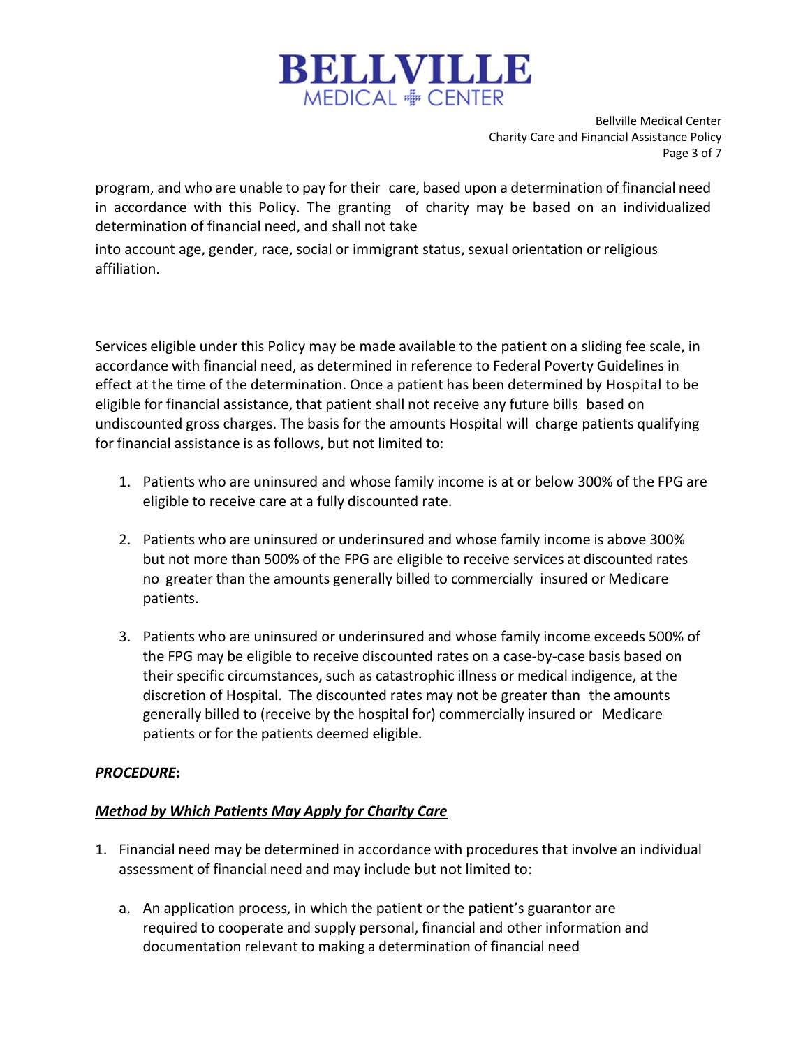program, and who are unable to pay for their care, based upon a determination of financial need in accordance with this Policy. The granting of charity may be based on an individualized determination of financial need, and shall not take

into account age, gender, race, social or immigrant status, sexual orientation or religious affiliation.

Services eligible under this Policy may be made available to the patient on a sliding fee scale, in accordance with financial need, as determined in reference to Federal Poverty Guidelines in effect at the time of the determination. Once a patient has been determined by Hospital to be eligible for financial assistance, that patient shall not receive any future bills based on undiscounted gross charges. The basis for the amounts Hospital will charge patients qualifying for financial assistance is as follows, but not limited to:

1. Patients who are uninsured and whose family income is at or below 300% of the FPG are eligible to receive care at a fully discounted rate.

2. Patients who are uninsured or underinsured and whose family income is above 300% but not more than 500% of the FPG are eligible to receive services at discounted rates no greater than the amounts generally billed to commercially insured or Medicare patients.

3. Patients who are uninsured or underinsured and whose family income exceeds 500% of the FPG may be eligible to receive discounted rates on a case-by-case basis based on their specific circumstances, such as catastrophic illness or medical indigence, at the discretion of Hospital. The discounted rates may not be greater than the amounts generally billed to (receive by the hospital for) commercially insured or Medicare patients or for the patients deemed eligible.

***PROCEDURE*:**

***Method by Which Patients May Apply for Charity Care***

1. Financial need may be determined in accordance with procedures that involve an individual assessment of financial need and may include but not limited to:

   a. An application process, in which the patient or the patient's guarantor are required to cooperate and supply personal, financial and other information and documentation relevant to making a determination of financial need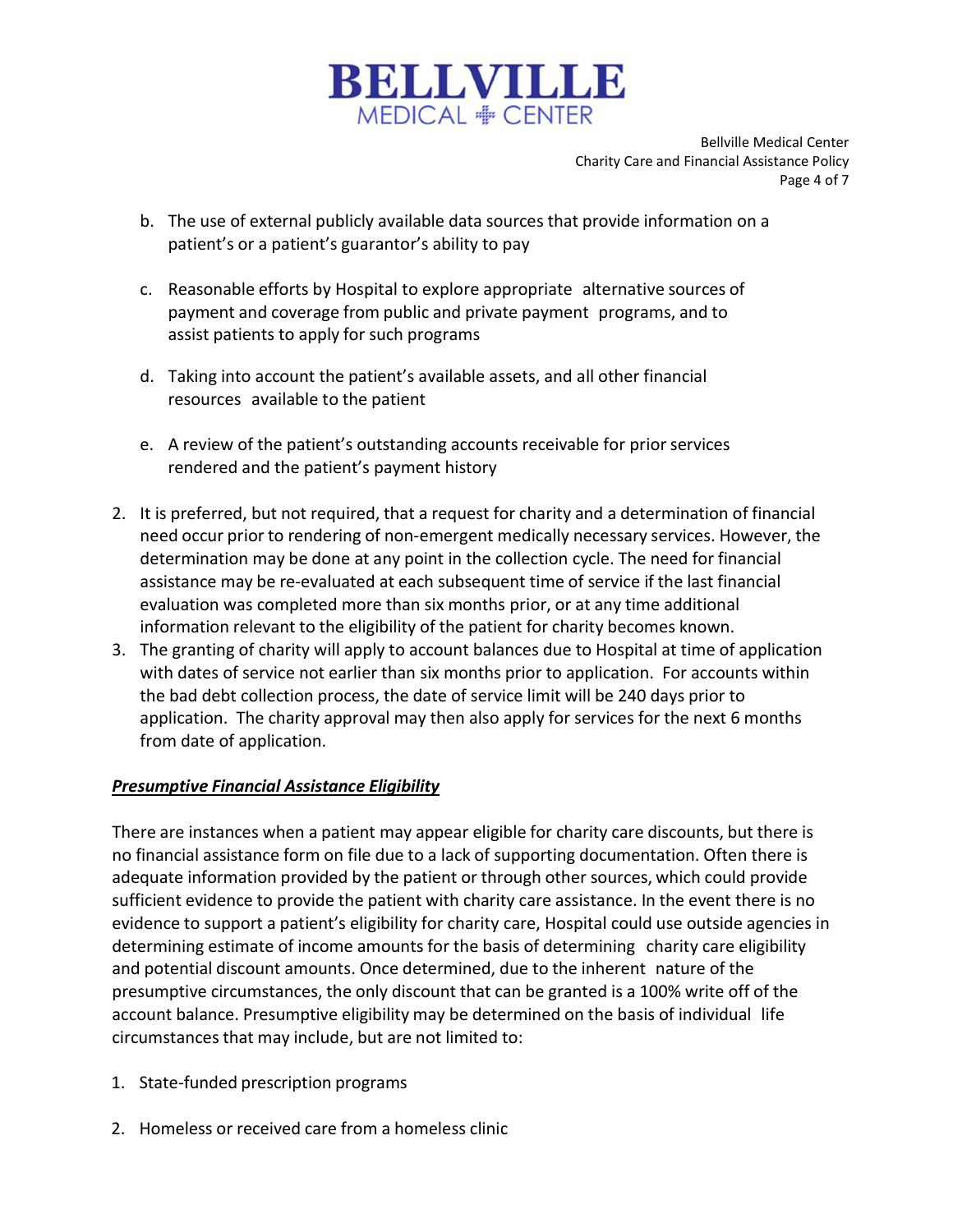b. The use of external publicly available data sources that provide information on a patient's or a patient's guarantor's ability to pay

c. Reasonable efforts by Hospital to explore appropriate alternative sources of payment and coverage from public and private payment programs, and to assist patients to apply for such programs

d. Taking into account the patient's available assets, and all other financial resources available to the patient

e. A review of the patient's outstanding accounts receivable for prior services rendered and the patient's payment history

2. It is preferred, but not required, that a request for charity and a determination of financial need occur prior to rendering of non-emergent medically necessary services. However, the determination may be done at any point in the collection cycle. The need for financial assistance may be re-evaluated at each subsequent time of service if the last financial evaluation was completed more than six months prior, or at any time additional information relevant to the eligibility of the patient for charity becomes known.
3. The granting of charity will apply to account balances due to Hospital at time of application with dates of service not earlier than six months prior to application. For accounts within the bad debt collection process, the date of service limit will be 240 days prior to application. The charity approval may then also apply for services for the next 6 months from date of application.

***Presumptive Financial Assistance Eligibility***

There are instances when a patient may appear eligible for charity care discounts, but there is no financial assistance form on file due to a lack of supporting documentation. Often there is adequate information provided by the patient or through other sources, which could provide sufficient evidence to provide the patient with charity care assistance. In the event there is no evidence to support a patient's eligibility for charity care, Hospital could use outside agencies in determining estimate of income amounts for the basis of determining charity care eligibility and potential discount amounts. Once determined, due to the inherent nature of the presumptive circumstances, the only discount that can be granted is a 100% write off of the account balance. Presumptive eligibility may be determined on the basis of individual life circumstances that may include, but are not limited to:

1. State-funded prescription programs

2. Homeless or received care from a homeless clinic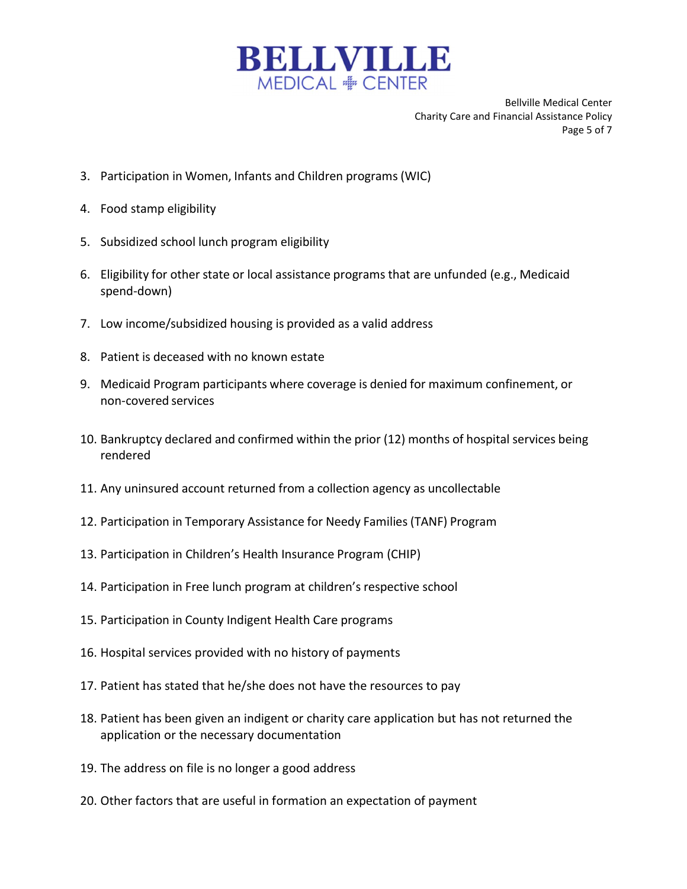3. Participation in Women, Infants and Children programs (WIC)
4. Food stamp eligibility
5. Subsidized school lunch program eligibility
6. Eligibility for other state or local assistance programs that are unfunded (e.g., Medicaid spend-down)
7. Low income/subsidized housing is provided as a valid address
8. Patient is deceased with no known estate
9. Medicaid Program participants where coverage is denied for maximum confinement, or non-covered services
10. Bankruptcy declared and confirmed within the prior (12) months of hospital services being rendered
11. Any uninsured account returned from a collection agency as uncollectable
12. Participation in Temporary Assistance for Needy Families (TANF) Program
13. Participation in Children's Health Insurance Program (CHIP)
14. Participation in Free lunch program at children's respective school
15. Participation in County Indigent Health Care programs
16. Hospital services provided with no history of payments
17. Patient has stated that he/she does not have the resources to pay
18. Patient has been given an indigent or charity care application but has not returned the application or the necessary documentation
19. The address on file is no longer a good address
20. Other factors that are useful in formation an expectation of payment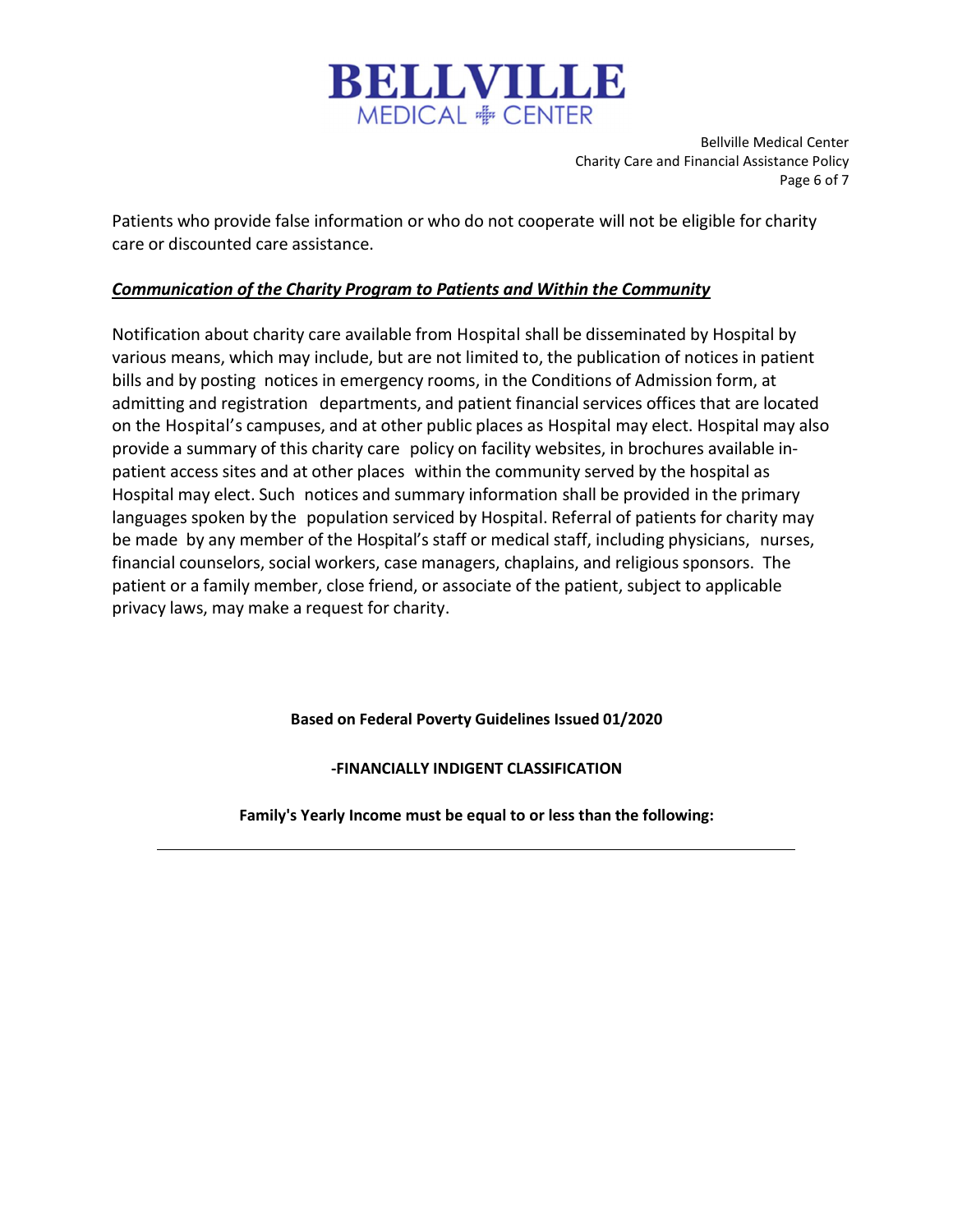Patients who provide false information or who do not cooperate will not be eligible for charity care or discounted care assistance.

***Communication of the Charity Program to Patients and Within the Community***

Notification about charity care available from Hospital shall be disseminated by Hospital by various means, which may include, but are not limited to, the publication of notices in patient bills and by posting notices in emergency rooms, in the Conditions of Admission form, at admitting and registration departments, and patient financial services offices that are located on the Hospital's campuses, and at other public places as Hospital may elect. Hospital may also provide a summary of this charity care policy on facility websites, in brochures available in-patient access sites and at other places within the community served by the hospital as Hospital may elect. Such notices and summary information shall be provided in the primary languages spoken by the population serviced by Hospital. Referral of patients for charity may be made by any member of the Hospital's staff or medical staff, including physicians, nurses, financial counselors, social workers, case managers, chaplains, and religious sponsors. The patient or a family member, close friend, or associate of the patient, subject to applicable privacy laws, may make a request for charity.

**Based on Federal Poverty Guidelines Issued 01/2020**

**-FINANCIALLY INDIGENT CLASSIFICATION**

**Family's Yearly Income must be equal to or less than the following:**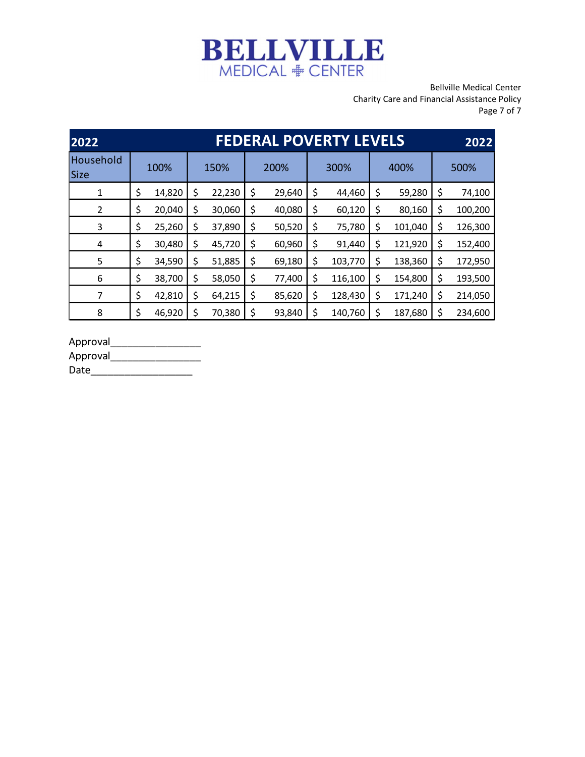# BELLVILLE MEDICAL CENTER

Bellville Medical Center
Charity Care and Financial Assistance Policy

| 2022 | FEDERAL POVERTY LEVELS | | | | | 2022 |
|---|---|---|---|---|---|---|
| Household Size | 100% | 150% | 200% | 300% | 400% | 500% |
| 1 | $ 14,820 | $ 22,230 | $ 29,640 | $ 44,460 | $ 59,280 | $ 74,100 |
| 2 | $ 20,040 | $ 30,060 | $ 40,080 | $ 60,120 | $ 80,160 | $ 100,200 |
| 3 | $ 25,260 | $ 37,890 | $ 50,520 | $ 75,780 | $ 101,040 | $ 126,300 |
| 4 | $ 30,480 | $ 45,720 | $ 60,960 | $ 91,440 | $ 121,920 | $ 152,400 |
| 5 | $ 34,590 | $ 51,885 | $ 69,180 | $ 103,770 | $ 138,360 | $ 172,950 |
| 6 | $ 38,700 | $ 58,050 | $ 77,400 | $ 116,100 | $ 154,800 | $ 193,500 |
| 7 | $ 42,810 | $ 64,215 | $ 85,620 | $ 128,430 | $ 171,240 | $ 214,050 |
| 8 | $ 46,920 | $ 70,380 | $ 93,840 | $ 140,760 | $ 187,680 | $ 234,600 |

Approval________________
Approval________________
Date__________________